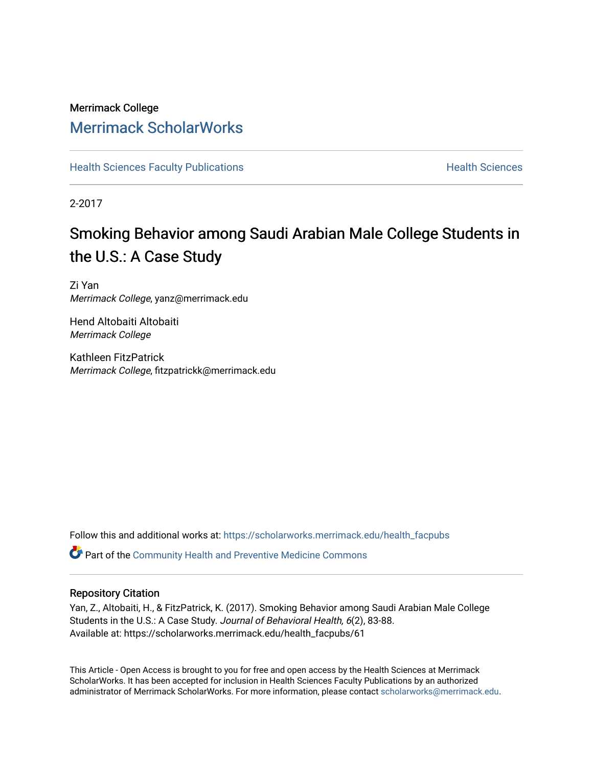Merrimack College

# Merrimack ScholarWorks

Health Sciences Faculty Publications

Health Sciences

2-2017

## Smoking Behavior among Saudi Arabian Male College Students in the U.S.: A Case Study

Zi Yan
*Merrimack College*, yanz@merrimack.edu

Hend Altobaiti Altobaiti
*Merrimack College*

Kathleen FitzPatrick
*Merrimack College*, fitzpatrickk@merrimack.edu

Follow this and additional works at: https://scholarworks.merrimack.edu/health_facpubs

Part of the Community Health and Preventive Medicine Commons

### Repository Citation

Yan, Z., Altobaiti, H., & FitzPatrick, K. (2017). Smoking Behavior among Saudi Arabian Male College Students in the U.S.: A Case Study. *Journal of Behavioral Health, 6*(2), 83-88.
Available at: https://scholarworks.merrimack.edu/health_facpubs/61

This Article - Open Access is brought to you for free and open access by the Health Sciences at Merrimack ScholarWorks. It has been accepted for inclusion in Health Sciences Faculty Publications by an authorized administrator of Merrimack ScholarWorks. For more information, please contact scholarworks@merrimack.edu.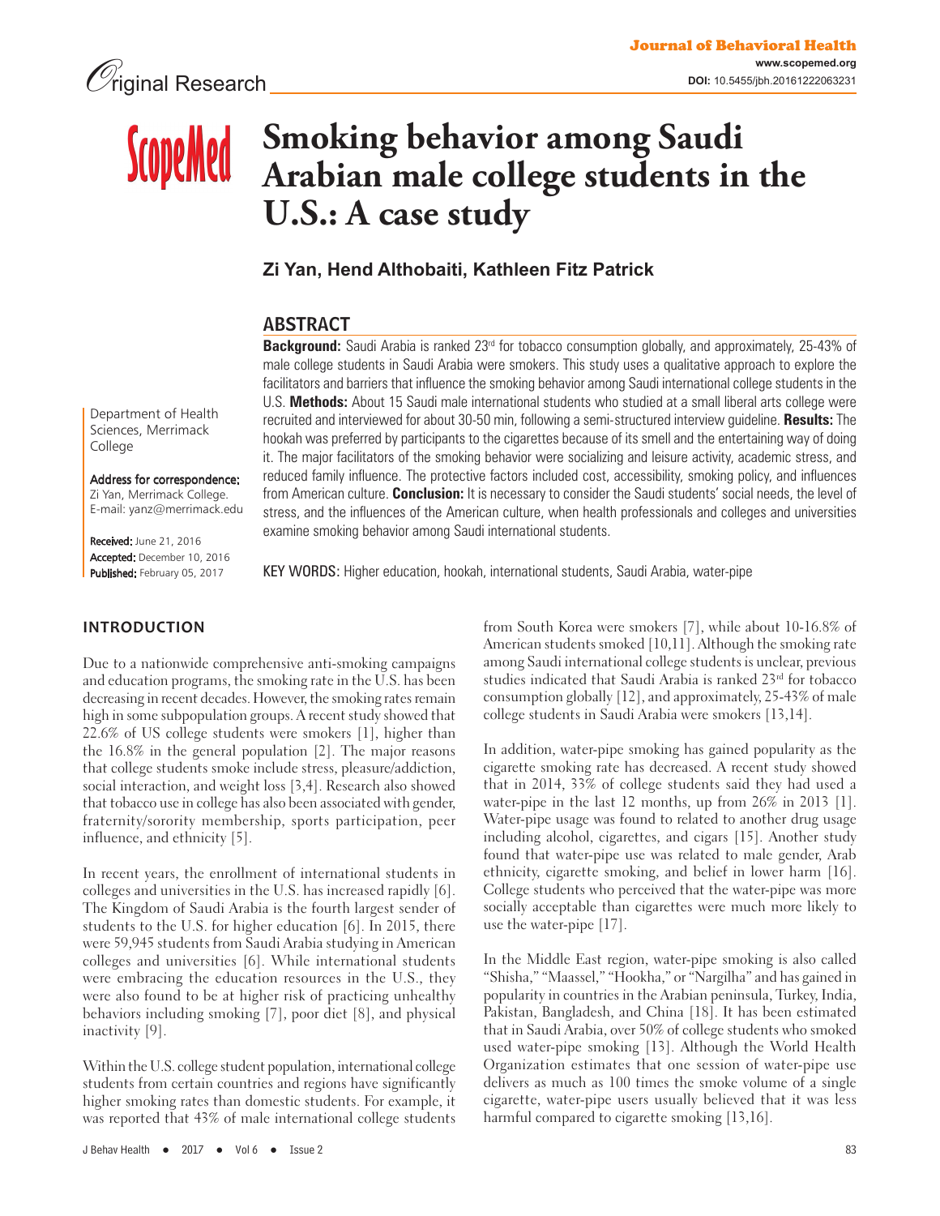# Smoking behavior among Saudi Arabian male college students in the U.S.: A case study

**Zi Yan, Hend Althobaiti, Kathleen Fitz Patrick**

Department of Health Sciences, Merrimack College

**Address for correspondence:**
Zi Yan, Merrimack College.
E-mail: yanz@merrimack.edu

**Received:** June 21, 2016
**Accepted:** December 10, 2016
**Published:** February 05, 2017

## ABSTRACT

**Background:** Saudi Arabia is ranked 23rd for tobacco consumption globally, and approximately, 25-43% of male college students in Saudi Arabia were smokers. This study uses a qualitative approach to explore the facilitators and barriers that influence the smoking behavior among Saudi international college students in the U.S. **Methods:** About 15 Saudi male international students who studied at a small liberal arts college were recruited and interviewed for about 30-50 min, following a semi-structured interview guideline. **Results:** The hookah was preferred by participants to the cigarettes because of its smell and the entertaining way of doing it. The major facilitators of the smoking behavior were socializing and leisure activity, academic stress, and reduced family influence. The protective factors included cost, accessibility, smoking policy, and influences from American culture. **Conclusion:** It is necessary to consider the Saudi students' social needs, the level of stress, and the influences of the American culture, when health professionals and colleges and universities examine smoking behavior among Saudi international students.

KEY WORDS: Higher education, hookah, international students, Saudi Arabia, water-pipe

## INTRODUCTION

Due to a nationwide comprehensive anti-smoking campaigns and education programs, the smoking rate in the U.S. has been decreasing in recent decades. However, the smoking rates remain high in some subpopulation groups. A recent study showed that 22.6% of US college students were smokers [1], higher than the 16.8% in the general population [2]. The major reasons that college students smoke include stress, pleasure/addiction, social interaction, and weight loss [3,4]. Research also showed that tobacco use in college has also been associated with gender, fraternity/sorority membership, sports participation, peer influence, and ethnicity [5].

In recent years, the enrollment of international students in colleges and universities in the U.S. has increased rapidly [6]. The Kingdom of Saudi Arabia is the fourth largest sender of students to the U.S. for higher education [6]. In 2015, there were 59,945 students from Saudi Arabia studying in American colleges and universities [6]. While international students were embracing the education resources in the U.S., they were also found to be at higher risk of practicing unhealthy behaviors including smoking [7], poor diet [8], and physical inactivity [9].

Within the U.S. college student population, international college students from certain countries and regions have significantly higher smoking rates than domestic students. For example, it was reported that 43% of male international college students from South Korea were smokers [7], while about 10-16.8% of American students smoked [10,11]. Although the smoking rate among Saudi international college students is unclear, previous studies indicated that Saudi Arabia is ranked 23rd for tobacco consumption globally [12], and approximately, 25-43% of male college students in Saudi Arabia were smokers [13,14].

In addition, water-pipe smoking has gained popularity as the cigarette smoking rate has deceased. A recent study showed that in 2014, 33% of college students said they had used a water-pipe in the last 12 months, up from 26% in 2013 [1]. Water-pipe usage was found to related to another drug usage including alcohol, cigarettes, and cigars [15]. Another study found that water-pipe use was related to male gender, Arab ethnicity, cigarette smoking, and belief in lower harm [16]. College students who perceived that the water-pipe was more socially acceptable than cigarettes were much more likely to use the water-pipe [17].

In the Middle East region, water-pipe smoking is also called "Shisha," "Maassel," "Hookha," or "Nargilha" and has gained in popularity in countries in the Arabian peninsula, Turkey, India, Pakistan, Bangladesh, and China [18]. It has been estimated that in Saudi Arabia, over 50% of college students who smoked used water-pipe smoking [13]. Although the World Health Organization estimates that one session of water-pipe use delivers as much as 100 times the smoke volume of a single cigarette, water-pipe users usually believed that it was less harmful compared to cigarette smoking [13,16].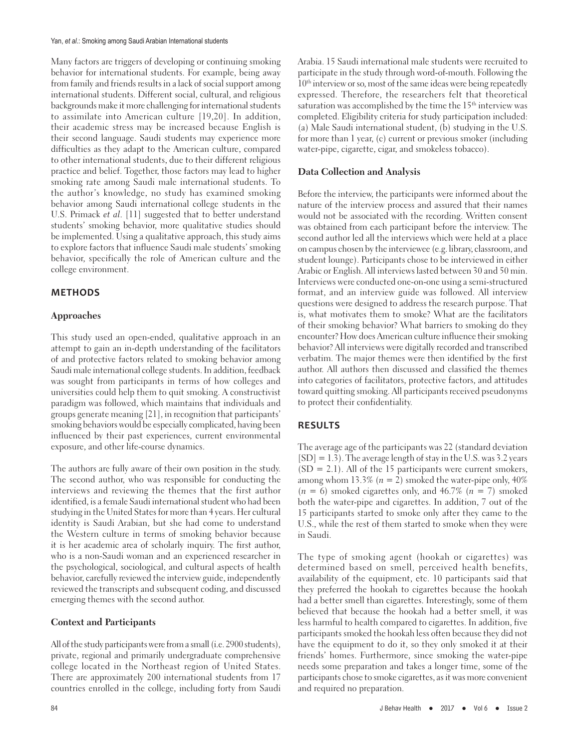Many factors are triggers of developing or continuing smoking behavior for international students. For example, being away from family and friends results in a lack of social support among international students. Different social, cultural, and religious backgrounds make it more challenging for international students to assimilate into American culture [19,20]. In addition, their academic stress may be increased because English is their second language. Saudi students may experience more difficulties as they adapt to the American culture, compared to other international students, due to their different religious practice and belief. Together, those factors may lead to higher smoking rate among Saudi male international students. To the author's knowledge, no study has examined smoking behavior among Saudi international college students in the U.S. Primack *et al*. [11] suggested that to better understand students' smoking behavior, more qualitative studies should be implemented. Using a qualitative approach, this study aims to explore factors that influence Saudi male students' smoking behavior, specifically the role of American culture and the college environment.

## METHODS

### Approaches

This study used an open-ended, qualitative approach in an attempt to gain an in-depth understanding of the facilitators of and protective factors related to smoking behavior among Saudi male international college students. In addition, feedback was sought from participants in terms of how colleges and universities could help them to quit smoking. A constructivist paradigm was followed, which maintains that individuals and groups generate meaning [21], in recognition that participants' smoking behaviors would be especially complicated, having been influenced by their past experiences, current environmental exposure, and other life-course dynamics.

The authors are fully aware of their own position in the study. The second author, who was responsible for conducting the interviews and reviewing the themes that the first author identified, is a female Saudi international student who had been studying in the United States for more than 4 years. Her cultural identity is Saudi Arabian, but she had come to understand the Western culture in terms of smoking behavior because it is her academic area of scholarly inquiry. The first author, who is a non-Saudi woman and an experienced researcher in the psychological, sociological, and cultural aspects of health behavior, carefully reviewed the interview guide, independently reviewed the transcripts and subsequent coding, and discussed emerging themes with the second author.

### Context and Participants

All of the study participants were from a small (i.e. 2900 students), private, regional and primarily undergraduate comprehensive college located in the Northeast region of United States. There are approximately 200 international students from 17 countries enrolled in the college, including forty from Saudi Arabia. 15 Saudi international male students were recruited to participate in the study through word-of-mouth. Following the 10th interview or so, most of the same ideas were being repeatedly expressed. Therefore, the researchers felt that theoretical saturation was accomplished by the time the 15th interview was completed. Eligibility criteria for study participation included: (a) Male Saudi international student, (b) studying in the U.S. for more than 1 year, (c) current or previous smoker (including water-pipe, cigarette, cigar, and smokeless tobacco).

### Data Collection and Analysis

Before the interview, the participants were informed about the nature of the interview process and assured that their names would not be associated with the recording. Written consent was obtained from each participant before the interview. The second author led all the interviews which were held at a place on campus chosen by the interviewee (e.g. library, classroom, and student lounge). Participants chose to be interviewed in either Arabic or English. All interviews lasted between 30 and 50 min. Interviews were conducted one-on-one using a semi-structured format, and an interview guide was followed. All interview questions were designed to address the research purpose. That is, what motivates them to smoke? What are the facilitators of their smoking behavior? What barriers to smoking do they encounter? How does American culture influence their smoking behavior? All interviews were digitally recorded and transcribed verbatim. The major themes were then identified by the first author. All authors then discussed and classified the themes into categories of facilitators, protective factors, and attitudes toward quitting smoking. All participants received pseudonyms to protect their confidentiality.

## RESULTS

The average age of the participants was 22 (standard deviation [SD] = 1.3). The average length of stay in the U.S. was 3.2 years (SD = 2.1). All of the 15 participants were current smokers, among whom 13.3% ($n = 2$) smoked the water-pipe only, 40% ($n = 6$) smoked cigarettes only, and 46.7% ($n = 7$) smoked both the water-pipe and cigarettes. In addition, 7 out of the 15 participants started to smoke only after they came to the U.S., while the rest of them started to smoke when they were in Saudi.

The type of smoking agent (hookah or cigarettes) was determined based on smell, perceived health benefits, availability of the equipment, etc. 10 participants said that they preferred the hookah to cigarettes because the hookah had a better smell than cigarettes. Interestingly, some of them believed that because the hookah had a better smell, it was less harmful to health compared to cigarettes. In addition, five participants smoked the hookah less often because they did not have the equipment to do it, so they only smoked it at their friends' homes. Furthermore, since smoking the water-pipe needs some preparation and takes a longer time, some of the participants chose to smoke cigarettes, as it was more convenient and required no preparation.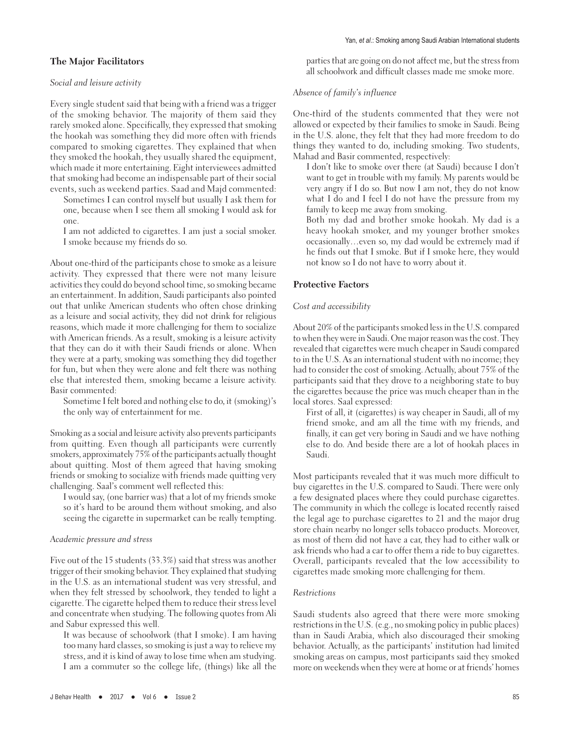### The Major Facilitators

*Social and leisure activity*

Every single student said that being with a friend was a trigger of the smoking behavior. The majority of them said they rarely smoked alone. Specifically, they expressed that smoking the hookah was something they did more often with friends compared to smoking cigarettes. They explained that when they smoked the hookah, they usually shared the equipment, which made it more entertaining. Eight interviewees admitted that smoking had become an indispensable part of their social events, such as weekend parties. Saad and Majd commented:

> Sometimes I can control myself but usually I ask them for one, because when I see them all smoking I would ask for one.
>
> I am not addicted to cigarettes. I am just a social smoker. I smoke because my friends do so.

About one-third of the participants chose to smoke as a leisure activity. They expressed that there were not many leisure activities they could do beyond school time, so smoking became an entertainment. In addition, Saudi participants also pointed out that unlike American students who often chose drinking as a leisure and social activity, they did not drink for religious reasons, which made it more challenging for them to socialize with American friends. As a result, smoking is a leisure activity that they can do it with their Saudi friends or alone. When they were at a party, smoking was something they did together for fun, but when they were alone and felt there was nothing else that interested them, smoking became a leisure activity. Basir commented:

> Sometime I felt bored and nothing else to do, it (smoking)'s the only way of entertainment for me.

Smoking as a social and leisure activity also prevents participants from quitting. Even though all participants were currently smokers, approximately 75% of the participants actually thought about quitting. Most of them agreed that having smoking friends or smoking to socialize with friends made quitting very challenging. Saal's comment well reflected this:

> I would say, (one barrier was) that a lot of my friends smoke so it's hard to be around them without smoking, and also seeing the cigarette in supermarket can be really tempting.

*Academic pressure and stress*

Five out of the 15 students (33.3%) said that stress was another trigger of their smoking behavior. They explained that studying in the U.S. as an international student was very stressful, and when they felt stressed by schoolwork, they tended to light a cigarette. The cigarette helped them to reduce their stress level and concentrate when studying. The following quotes from Ali and Sabur expressed this well.

> It was because of schoolwork (that I smoke). I am having too many hard classes, so smoking is just a way to relieve my stress, and it is kind of away to lose time when am studying.
>
> I am a commuter so the college life, (things) like all the parties that are going on do not affect me, but the stress from all schoolwork and difficult classes made me smoke more.

*Absence of family's influence*

One-third of the students commented that they were not allowed or expected by their families to smoke in Saudi. Being in the U.S. alone, they felt that they had more freedom to do things they wanted to do, including smoking. Two students, Mahad and Basir commented, respectively:

> I don't like to smoke over there (at Saudi) because I don't want to get in trouble with my family. My parents would be very angry if I do so. But now I am not, they do not know what I do and I feel I do not have the pressure from my family to keep me away from smoking.
>
> Both my dad and brother smoke hookah. My dad is a heavy hookah smoker, and my younger brother smokes occasionally…even so, my dad would be extremely mad if he finds out that I smoke. But if I smoke here, they would not know so I do not have to worry about it.

### Protective Factors

*Cost and accessibility*

About 20% of the participants smoked less in the U.S. compared to when they were in Saudi. One major reason was the cost. They revealed that cigarettes were much cheaper in Saudi compared to in the U.S. As an international student with no income; they had to consider the cost of smoking. Actually, about 75% of the participants said that they drove to a neighboring state to buy the cigarettes because the price was much cheaper than in the local stores. Saal expressed:

> First of all, it (cigarettes) is way cheaper in Saudi, all of my friend smoke, and am all the time with my friends, and finally, it can get very boring in Saudi and we have nothing else to do. And beside there are a lot of hookah places in Saudi.

Most participants revealed that it was much more difficult to buy cigarettes in the U.S. compared to Saudi. There were only a few designated places where they could purchase cigarettes. The community in which the college is located recently raised the legal age to purchase cigarettes to 21 and the major drug store chain nearby no longer sells tobacco products. Moreover, as most of them did not have a car, they had to either walk or ask friends who had a car to offer them a ride to buy cigarettes. Overall, participants revealed that the low accessibility to cigarettes made smoking more challenging for them.

*Restrictions*

Saudi students also agreed that there were more smoking restrictions in the U.S. (e.g., no smoking policy in public places) than in Saudi Arabia, which also discouraged their smoking behavior. Actually, as the participants' institution had limited smoking areas on campus, most participants said they smoked more on weekends when they were at home or at friends' homes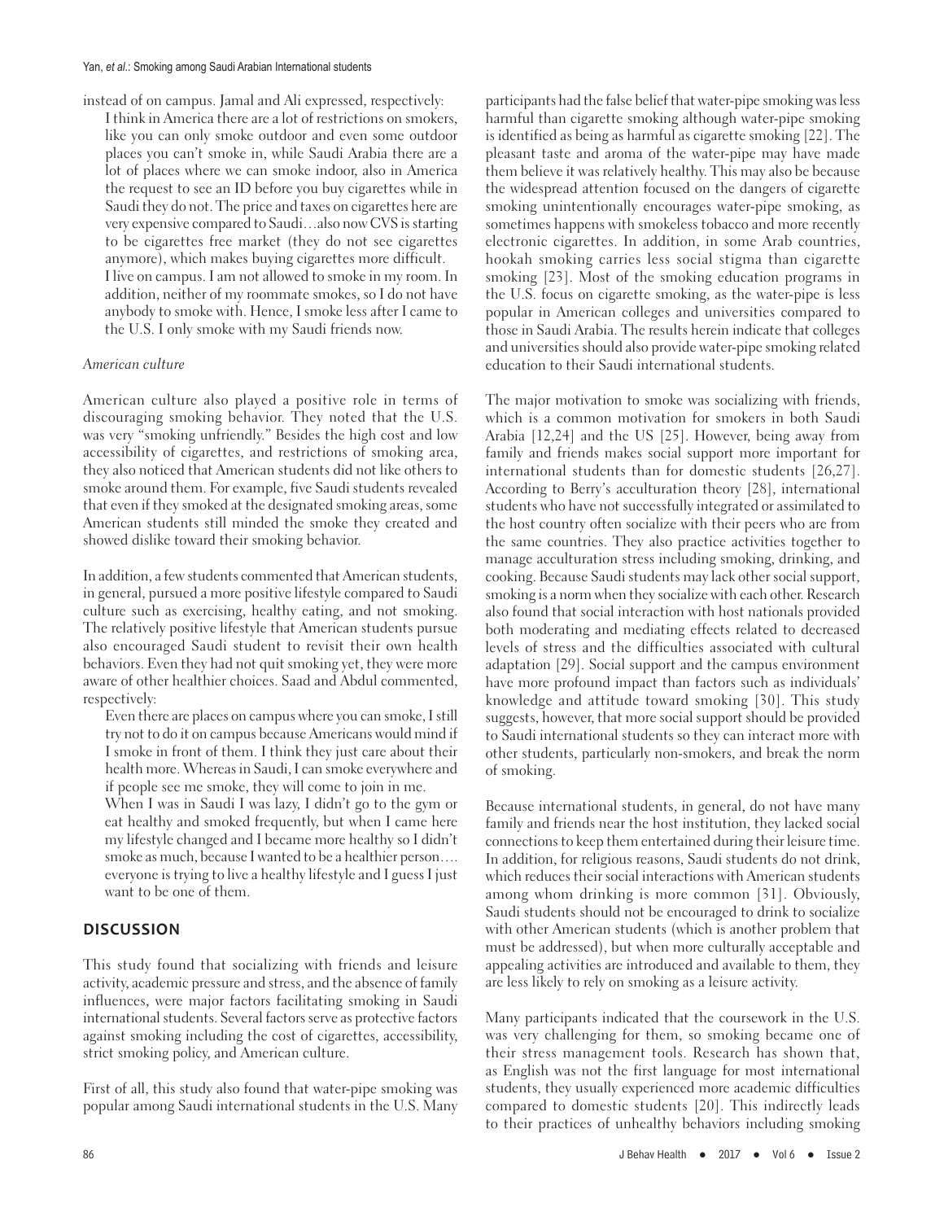instead of on campus. Jamal and Ali expressed, respectively:

> I think in America there are a lot of restrictions on smokers, like you can only smoke outdoor and even some outdoor places you can't smoke in, while Saudi Arabia there are a lot of places where we can smoke indoor, also in America the request to see an ID before you buy cigarettes while in Saudi they do not. The price and taxes on cigarettes here are very expensive compared to Saudi…also now CVS is starting to be cigarettes free market (they do not see cigarettes anymore), which makes buying cigarettes more difficult.
>
> I live on campus. I am not allowed to smoke in my room. In addition, neither of my roommate smokes, so I do not have anybody to smoke with. Hence, I smoke less after I came to the U.S. I only smoke with my Saudi friends now.

*American culture*

American culture also played a positive role in terms of discouraging smoking behavior. They noted that the U.S. was very "smoking unfriendly." Besides the high cost and low accessibility of cigarettes, and restrictions of smoking area, they also noticed that American students did not like others to smoke around them. For example, five Saudi students revealed that even if they smoked at the designated smoking areas, some American students still minded the smoke they created and showed dislike toward their smoking behavior.

In addition, a few students commented that American students, in general, pursued a more positive lifestyle compared to Saudi culture such as exercising, healthy eating, and not smoking. The relatively positive lifestyle that American students pursue also encouraged Saudi student to revisit their own health behaviors. Even they had not quit smoking yet, they were more aware of other healthier choices. Saad and Abdul commented, respectively:

> Even there are places on campus where you can smoke, I still try not to do it on campus because Americans would mind if I smoke in front of them. I think they just care about their health more. Whereas in Saudi, I can smoke everywhere and if people see me smoke, they will come to join in me.
>
> When I was in Saudi I was lazy, I didn't go to the gym or eat healthy and smoked frequently, but when I came here my lifestyle changed and I became more healthy so I didn't smoke as much, because I wanted to be a healthier person…. everyone is trying to live a healthy lifestyle and I guess I just want to be one of them.

## DISCUSSION

This study found that socializing with friends and leisure activity, academic pressure and stress, and the absence of family influences, were major factors facilitating smoking in Saudi international students. Several factors serve as protective factors against smoking including the cost of cigarettes, accessibility, strict smoking policy, and American culture.

First of all, this study also found that water-pipe smoking was popular among Saudi international students in the U.S. Many participants had the false belief that water-pipe smoking was less harmful than cigarette smoking although water-pipe smoking is identified as being as harmful as cigarette smoking [22]. The pleasant taste and aroma of the water-pipe may have made them believe it was relatively healthy. This may also be because the widespread attention focused on the dangers of cigarette smoking unintentionally encourages water-pipe smoking, as sometimes happens with smokeless tobacco and more recently electronic cigarettes. In addition, in some Arab countries, hookah smoking carries less social stigma than cigarette smoking [23]. Most of the smoking education programs in the U.S. focus on cigarette smoking, as the water-pipe is less popular in American colleges and universities compared to those in Saudi Arabia. The results herein indicate that colleges and universities should also provide water-pipe smoking related education to their Saudi international students.

The major motivation to smoke was socializing with friends, which is a common motivation for smokers in both Saudi Arabia [12,24] and the US [25]. However, being away from family and friends makes social support more important for international students than for domestic students [26,27]. According to Berry's acculturation theory [28], international students who have not successfully integrated or assimilated to the host country often socialize with their peers who are from the same countries. They also practice activities together to manage acculturation stress including smoking, drinking, and cooking. Because Saudi students may lack other social support, smoking is a norm when they socialize with each other. Research also found that social interaction with host nationals provided both moderating and mediating effects related to decreased levels of stress and the difficulties associated with cultural adaptation [29]. Social support and the campus environment have more profound impact than factors such as individuals' knowledge and attitude toward smoking [30]. This study suggests, however, that more social support should be provided to Saudi international students so they can interact more with other students, particularly non-smokers, and break the norm of smoking.

Because international students, in general, do not have many family and friends near the host institution, they lacked social connections to keep them entertained during their leisure time. In addition, for religious reasons, Saudi students do not drink, which reduces their social interactions with American students among whom drinking is more common [31]. Obviously, Saudi students should not be encouraged to drink to socialize with other American students (which is another problem that must be addressed), but when more culturally acceptable and appealing activities are introduced and available to them, they are less likely to rely on smoking as a leisure activity.

Many participants indicated that the coursework in the U.S. was very challenging for them, so smoking became one of their stress management tools. Research has shown that, as English was not the first language for most international students, they usually experienced more academic difficulties compared to domestic students [20]. This indirectly leads to their practices of unhealthy behaviors including smoking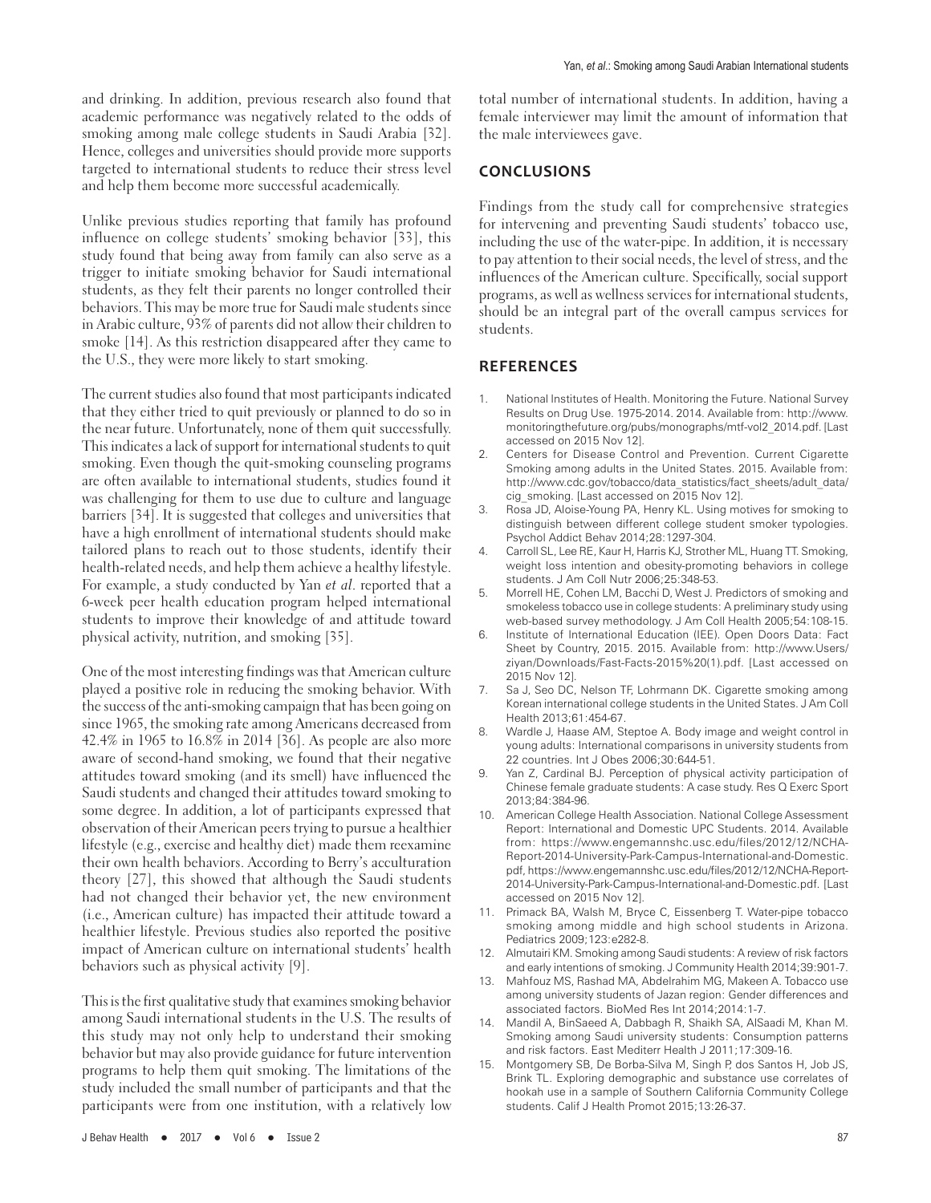and drinking. In addition, previous research also found that academic performance was negatively related to the odds of smoking among male college students in Saudi Arabia [32]. Hence, colleges and universities should provide more supports targeted to international students to reduce their stress level and help them become more successful academically.

Unlike previous studies reporting that family has profound influence on college students' smoking behavior [33], this study found that being away from family can also serve as a trigger to initiate smoking behavior for Saudi international students, as they felt their parents no longer controlled their behaviors. This may be more true for Saudi male students since in Arabic culture, 93% of parents did not allow their children to smoke [14]. As this restriction disappeared after they came to the U.S., they were more likely to start smoking.

The current studies also found that most participants indicated that they either tried to quit previously or planned to do so in the near future. Unfortunately, none of them quit successfully. This indicates a lack of support for international students to quit smoking. Even though the quit-smoking counseling programs are often available to international students, studies found it was challenging for them to use due to culture and language barriers [34]. It is suggested that colleges and universities that have a high enrollment of international students should make tailored plans to reach out to those students, identify their health-related needs, and help them achieve a healthy lifestyle. For example, a study conducted by Yan *et al*. reported that a 6-week peer health education program helped international students to improve their knowledge of and attitude toward physical activity, nutrition, and smoking [35].

One of the most interesting findings was that American culture played a positive role in reducing the smoking behavior. With the success of the anti-smoking campaign that has been going on since 1965, the smoking rate among Americans decreased from 42.4% in 1965 to 16.8% in 2014 [36]. As people are also more aware of second-hand smoking, we found that their negative attitudes toward smoking (and its smell) have influenced the Saudi students and changed their attitudes toward smoking to some degree. In addition, a lot of participants expressed that observation of their American peers trying to pursue a healthier lifestyle (e.g., exercise and healthy diet) made them reexamine their own health behaviors. According to Berry's acculturation theory [27], this showed that although the Saudi students had not changed their behavior yet, the new environment (i.e., American culture) has impacted their attitude toward a healthier lifestyle. Previous studies also reported the positive impact of American culture on international students' health behaviors such as physical activity [9].

This is the first qualitative study that examines smoking behavior among Saudi international students in the U.S. The results of this study may not only help to understand their smoking behavior but may also provide guidance for future intervention programs to help them quit smoking. The limitations of the study included the small number of participants and that the participants were from one institution, with a relatively low total number of international students. In addition, having a female interviewer may limit the amount of information that the male interviewees gave.

## CONCLUSIONS

Findings from the study call for comprehensive strategies for intervening and preventing Saudi students' tobacco use, including the use of the water-pipe. In addition, it is necessary to pay attention to their social needs, the level of stress, and the influences of the American culture. Specifically, social support programs, as well as wellness services for international students, should be an integral part of the overall campus services for students.

## REFERENCES

1. National Institutes of Health. Monitoring the Future. National Survey Results on Drug Use. 1975-2014. 2014. Available from: http://www.monitoringthefuture.org/pubs/monographs/mtf-vol2_2014.pdf. [Last accessed on 2015 Nov 12].
2. Centers for Disease Control and Prevention. Current Cigarette Smoking among adults in the United States. 2015. Available from: http://www.cdc.gov/tobacco/data_statistics/fact_sheets/adult_data/cig_smoking. [Last accessed on 2015 Nov 12].
3. Rosa JD, Aloise-Young PA, Henry KL. Using motives for smoking to distinguish between different college student smoker typologies. Psychol Addict Behav 2014;28:1297-304.
4. Carroll SL, Lee RE, Kaur H, Harris KJ, Strother ML, Huang TT. Smoking, weight loss intention and obesity-promoting behaviors in college students. J Am Coll Nutr 2006;25:348-53.
5. Morrell HE, Cohen LM, Bacchi D, West J. Predictors of smoking and smokeless tobacco use in college students: A preliminary study using web-based survey methodology. J Am Coll Health 2005;54:108-15.
6. Institute of International Education (IEE). Open Doors Data: Fact Sheet by Country, 2015. 2015. Available from: http://www.Users/ziyan/Downloads/Fast-Facts-2015%20(1).pdf. [Last accessed on 2015 Nov 12].
7. Sa J, Seo DC, Nelson TF, Lohrmann DK. Cigarette smoking among Korean international college students in the United States. J Am Coll Health 2013;61:454-67.
8. Wardle J, Haase AM, Steptoe A. Body image and weight control in young adults: International comparisons in university students from 22 countries. Int J Obes 2006;30:644-51.
9. Yan Z, Cardinal BJ. Perception of physical activity participation of Chinese female graduate students: A case study. Res Q Exerc Sport 2013;84:384-96.
10. American College Health Association. National College Assessment Report: International and Domestic UPC Students. 2014. Available from: https://www.engemannshc.usc.edu/files/2012/12/NCHA-Report-2014-University-Park-Campus-International-and-Domestic.pdf, https://www.engemannshc.usc.edu/files/2012/12/NCHA-Report-2014-University-Park-Campus-International-and-Domestic.pdf. [Last accessed on 2015 Nov 12].
11. Primack BA, Walsh M, Bryce C, Eissenberg T. Water-pipe tobacco smoking among middle and high school students in Arizona. Pediatrics 2009;123:e282-8.
12. Almutairi KM. Smoking among Saudi students: A review of risk factors and early intentions of smoking. J Community Health 2014;39:901-7.
13. Mahfouz MS, Rashad MA, Abdelrahim MG, Makeen A. Tobacco use among university students of Jazan region: Gender differences and associated factors. BioMed Res Int 2014;2014:1-7.
14. Mandil A, BinSaeed A, Dabbagh R, Shaikh SA, AlSaadi M, Khan M. Smoking among Saudi university students: Consumption patterns and risk factors. East Mediterr Health J 2011;17:309-16.
15. Montgomery SB, De Borba-Silva M, Singh P, dos Santos H, Job JS, Brink TL. Exploring demographic and substance use correlates of hookah use in a sample of Southern California Community College students. Calif J Health Promot 2015;13:26-37.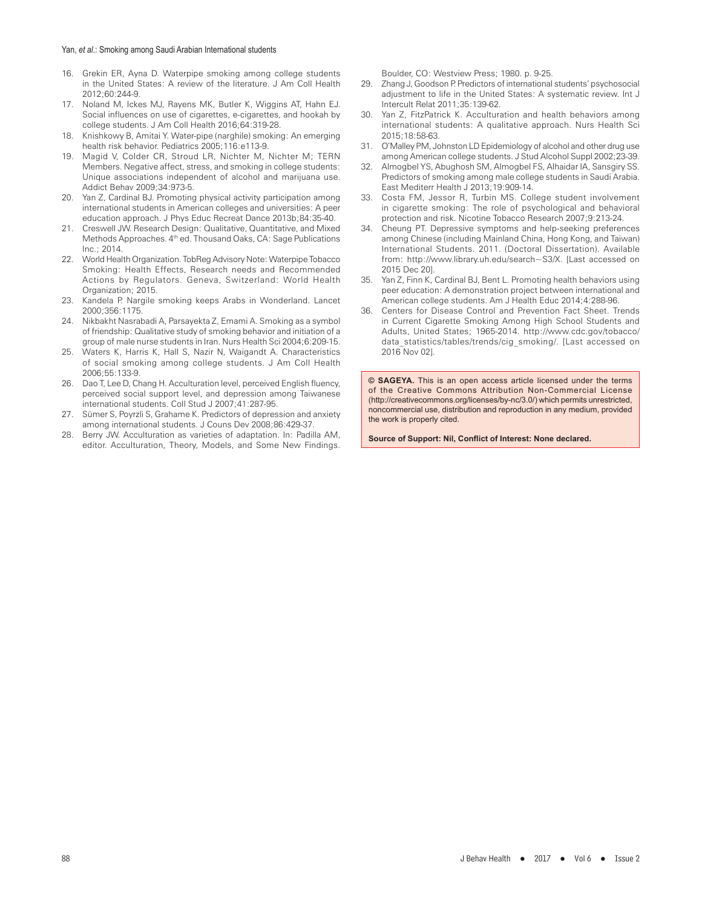16. Grekin ER, Ayna D. Waterpipe smoking among college students in the United States: A review of the literature. J Am Coll Health 2012;60:244-9.
17. Noland M, Ickes MJ, Rayens MK, Butler K, Wiggins AT, Hahn EJ. Social influences on use of cigarettes, e-cigarettes, and hookah by college students. J Am Coll Health 2016;64:319-28.
18. Knishkowy B, Amitai Y. Water-pipe (narghile) smoking: An emerging health risk behavior. Pediatrics 2005;116:e113-9.
19. Magid V, Colder CR, Stroud LR, Nichter M, Nichter M; TERN Members. Negative affect, stress, and smoking in college students: Unique associations independent of alcohol and marijuana use. Addict Behav 2009;34:973-5.
20. Yan Z, Cardinal BJ. Promoting physical activity participation among international students in American colleges and universities: A peer education approach. J Phys Educ Recreat Dance 2013b;84:35-40.
21. Creswell JW. Research Design: Qualitative, Quantitative, and Mixed Methods Approaches. 4th ed. Thousand Oaks, CA: Sage Publications Inc.; 2014.
22. World Health Organization. TobReg Advisory Note: Waterpipe Tobacco Smoking: Health Effects, Research needs and Recommended Actions by Regulators. Geneva, Switzerland: World Health Organization; 2015.
23. Kandela P. Nargile smoking keeps Arabs in Wonderland. Lancet 2000;356:1175.
24. Nikbakht Nasrabadi A, Parsayekta Z, Emami A. Smoking as a symbol of friendship: Qualitative study of smoking behavior and initiation of a group of male nurse students in Iran. Nurs Health Sci 2004;6:209-15.
25. Waters K, Harris K, Hall S, Nazir N, Waigandt A. Characteristics of social smoking among college students. J Am Coll Health 2006;55:133-9.
26. Dao T, Lee D, Chang H. Acculturation level, perceived English fluency, perceived social support level, and depression among Taiwanese international students. Coll Stud J 2007;41:287-95.
27. Sümer S, Poyrzli S, Grahame K. Predictors of depression and anxiety among international students. J Couns Dev 2008;86:429-37.
28. Berry JW. Acculturation as varieties of adaptation. In: Padilla AM, editor. Acculturation, Theory, Models, and Some New Findings. Boulder, CO: Westview Press; 1980. p. 9-25.
29. Zhang J, Goodson P. Predictors of international students' psychosocial adjustment to life in the United States: A systematic review. Int J Intercult Relat 2011;35:139-62.
30. Yan Z, FitzPatrick K. Acculturation and health behaviors among international students: A qualitative approach. Nurs Health Sci 2015;18:58-63.
31. O'Malley PM, Johnston LD Epidemiology of alcohol and other drug use among American college students. J Stud Alcohol Suppl 2002;23-39.
32. Almogbel YS, Abughosh SM, Almogbel FS, Alhaidar IA, Sansgiry SS. Predictors of smoking among male college students in Saudi Arabia. East Mediterr Health J 2013;19:909-14.
33. Costa FM, Jessor R, Turbin MS. College student involvement in cigarette smoking: The role of psychological and behavioral protection and risk. Nicotine Tobacco Research 2007;9:213-24.
34. Cheung PT. Depressive symptoms and help-seeking preferences among Chinese (including Mainland China, Hong Kong, and Taiwan) International Students. 2011. (Doctoral Dissertation). Available from: http://www.library.uh.edu/search~S3/X. [Last accessed on 2015 Dec 20].
35. Yan Z, Finn K, Cardinal BJ, Bent L. Promoting health behaviors using peer education: A demonstration project between international and American college students. Am J Health Educ 2014;4:288-96.
36. Centers for Disease Control and Prevention Fact Sheet. Trends in Current Cigarette Smoking Among High School Students and Adults, United States; 1965-2014. http://www.cdc.gov/tobacco/data_statistics/tables/trends/cig_smoking/. [Last accessed on 2016 Nov 02].

**© SAGEYA.** This is an open access article licensed under the terms of the Creative Commons Attribution Non-Commercial License (http://creativecommons.org/licenses/by-nc/3.0/) which permits unrestricted, noncommercial use, distribution and reproduction in any medium, provided the work is properly cited.

**Source of Support: Nil, Conflict of Interest: None declared.**